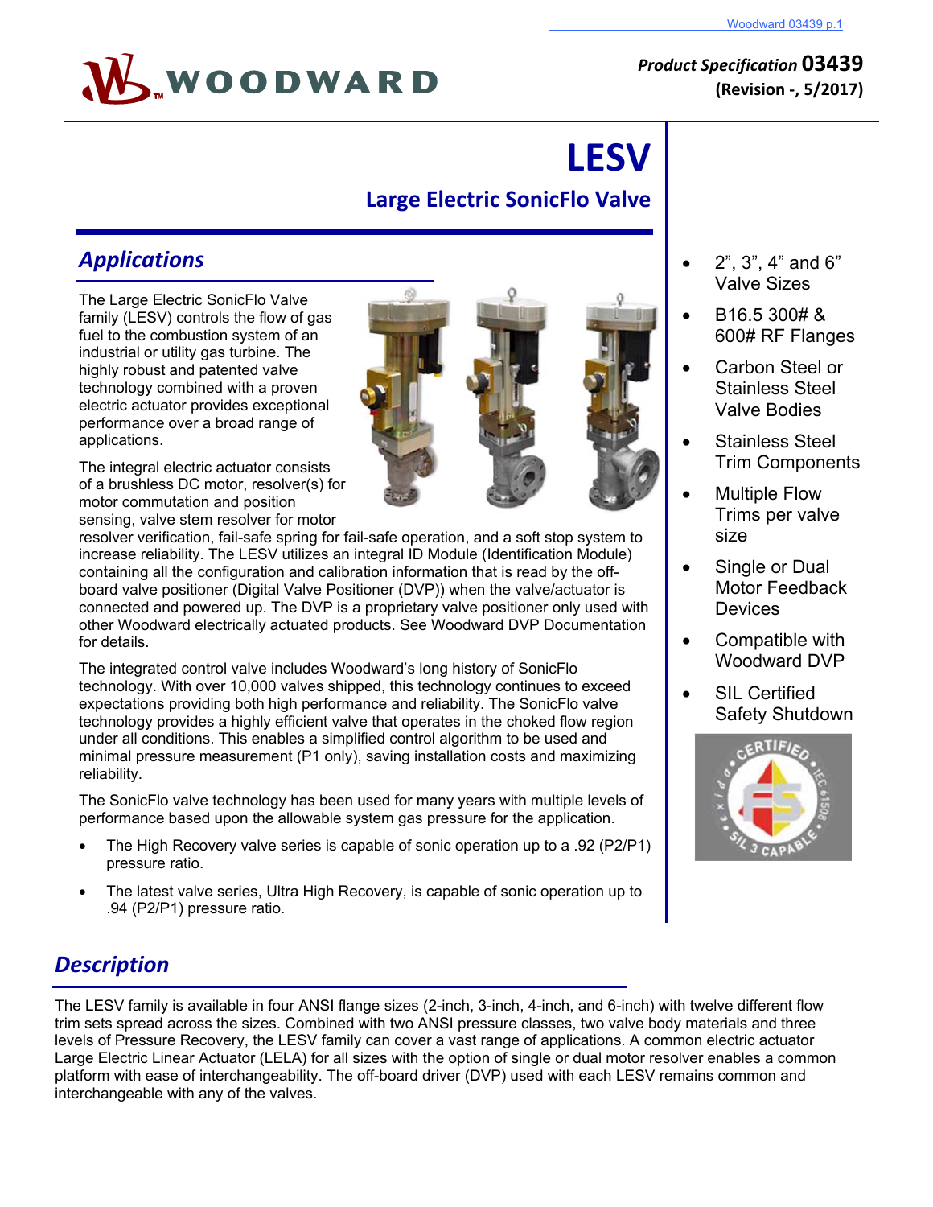**Product Specification 03439**
**(Revision -, 5/2017)**

# LESV

## Large Electric SonicFlo Valve

## *Applications*

The Large Electric SonicFlo Valve family (LESV) controls the flow of gas fuel to the combustion system of an industrial or utility gas turbine. The highly robust and patented valve technology combined with a proven electric actuator provides exceptional performance over a broad range of applications.

The integral electric actuator consists of a brushless DC motor, resolver(s) for motor commutation and position sensing, valve stem resolver for motor resolver verification, fail-safe spring for fail-safe operation, and a soft stop system to increase reliability. The LESV utilizes an integral ID Module (Identification Module) containing all the configuration and calibration information that is read by the off-board valve positioner (Digital Valve Positioner (DVP)) when the valve/actuator is connected and powered up. The DVP is a proprietary valve positioner only used with other Woodward electrically actuated products. See Woodward DVP Documentation for details.

The integrated control valve includes Woodward's long history of SonicFlo technology. With over 10,000 valves shipped, this technology continues to exceed expectations providing both high performance and reliability. The SonicFlo valve technology provides a highly efficient valve that operates in the choked flow region under all conditions. This enables a simplified control algorithm to be used and minimal pressure measurement (P1 only), saving installation costs and maximizing reliability.

The SonicFlo valve technology has been used for many years with multiple levels of performance based upon the allowable system gas pressure for the application.

- The High Recovery valve series is capable of sonic operation up to a .92 (P2/P1) pressure ratio.
- The latest valve series, Ultra High Recovery, is capable of sonic operation up to .94 (P2/P1) pressure ratio.

- 2", 3", 4" and 6" Valve Sizes
- B16.5 300# & 600# RF Flanges
- Carbon Steel or Stainless Steel Valve Bodies
- Stainless Steel Trim Components
- Multiple Flow Trims per valve size
- Single or Dual Motor Feedback Devices
- Compatible with Woodward DVP
- SIL Certified Safety Shutdown

## *Description*

The LESV family is available in four ANSI flange sizes (2-inch, 3-inch, 4-inch, and 6-inch) with twelve different flow trim sets spread across the sizes. Combined with two ANSI pressure classes, two valve body materials and three levels of Pressure Recovery, the LESV family can cover a vast range of applications. A common electric actuator Large Electric Linear Actuator (LELA) for all sizes with the option of single or dual motor resolver enables a common platform with ease of interchangeability. The off-board driver (DVP) used with each LESV remains common and interchangeable with any of the valves.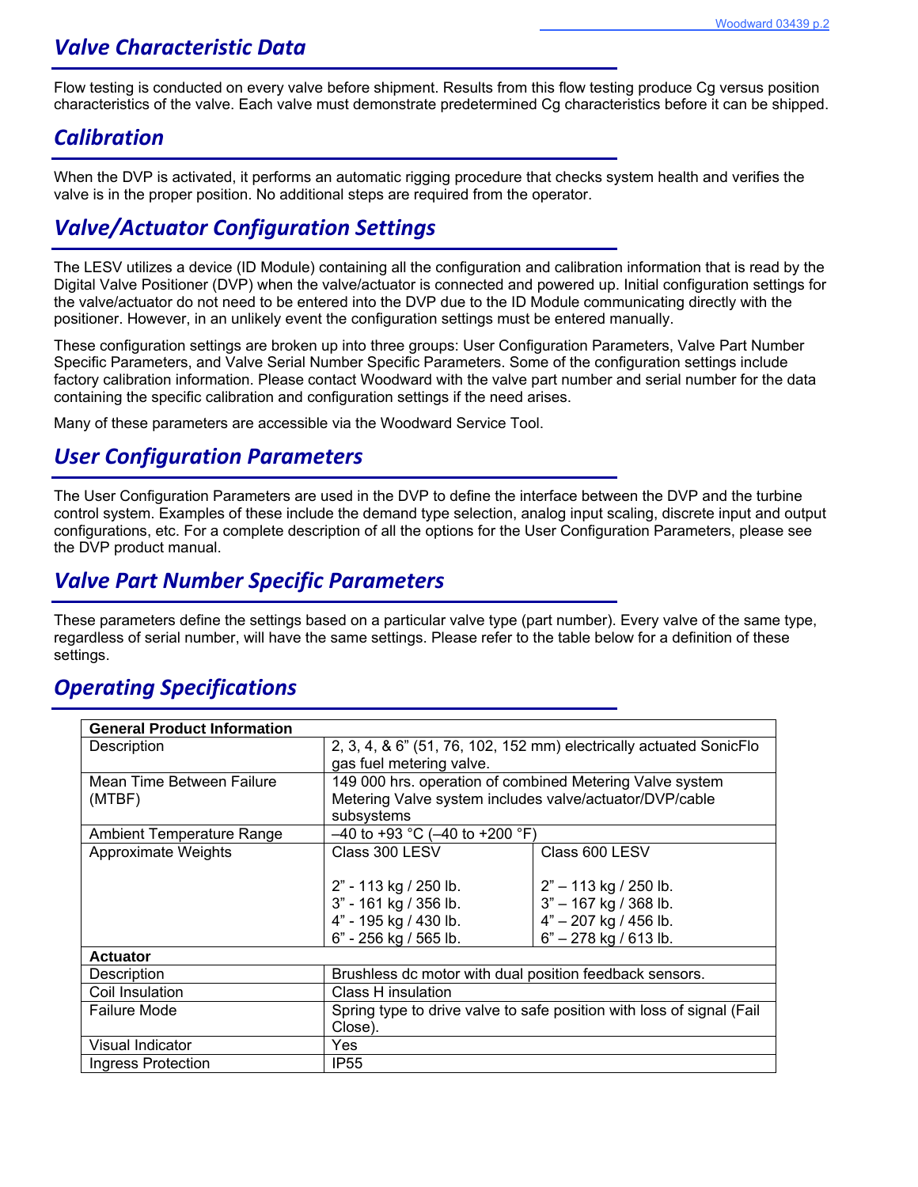## Valve Characteristic Data

Flow testing is conducted on every valve before shipment. Results from this flow testing produce Cg versus position characteristics of the valve. Each valve must demonstrate predetermined Cg characteristics before it can be shipped.

## Calibration

When the DVP is activated, it performs an automatic rigging procedure that checks system health and verifies the valve is in the proper position. No additional steps are required from the operator.

## Valve/Actuator Configuration Settings

The LESV utilizes a device (ID Module) containing all the configuration and calibration information that is read by the Digital Valve Positioner (DVP) when the valve/actuator is connected and powered up. Initial configuration settings for the valve/actuator do not need to be entered into the DVP due to the ID Module communicating directly with the positioner. However, in an unlikely event the configuration settings must be entered manually.

These configuration settings are broken up into three groups: User Configuration Parameters, Valve Part Number Specific Parameters, and Valve Serial Number Specific Parameters. Some of the configuration settings include factory calibration information. Please contact Woodward with the valve part number and serial number for the data containing the specific calibration and configuration settings if the need arises.

Many of these parameters are accessible via the Woodward Service Tool.

## User Configuration Parameters

The User Configuration Parameters are used in the DVP to define the interface between the DVP and the turbine control system. Examples of these include the demand type selection, analog input scaling, discrete input and output configurations, etc. For a complete description of all the options for the User Configuration Parameters, please see the DVP product manual.

## Valve Part Number Specific Parameters

These parameters define the settings based on a particular valve type (part number). Every valve of the same type, regardless of serial number, will have the same settings. Please refer to the table below for a definition of these settings.

## Operating Specifications

| **General Product Information** | | |
|---|---|---|
| Description | 2, 3, 4, & 6" (51, 76, 102, 152 mm) electrically actuated SonicFlo gas fuel metering valve. | |
| Mean Time Between Failure (MTBF) | 149 000 hrs. operation of combined Metering Valve system<br>Metering Valve system includes valve/actuator/DVP/cable subsystems | |
| Ambient Temperature Range | –40 to +93 °C (–40 to +200 °F) | |
| Approximate Weights | Class 300 LESV<br><br>2" - 113 kg / 250 lb.<br>3" - 161 kg / 356 lb.<br>4" - 195 kg / 430 lb.<br>6" - 256 kg / 565 lb. | Class 600 LESV<br><br>2" – 113 kg / 250 lb.<br>3" – 167 kg / 368 lb.<br>4" – 207 kg / 456 lb.<br>6" – 278 kg / 613 lb. |
| **Actuator** | | |
| Description | Brushless dc motor with dual position feedback sensors. | |
| Coil Insulation | Class H insulation | |
| Failure Mode | Spring type to drive valve to safe position with loss of signal (Fail Close). | |
| Visual Indicator | Yes | |
| Ingress Protection | IP55 | |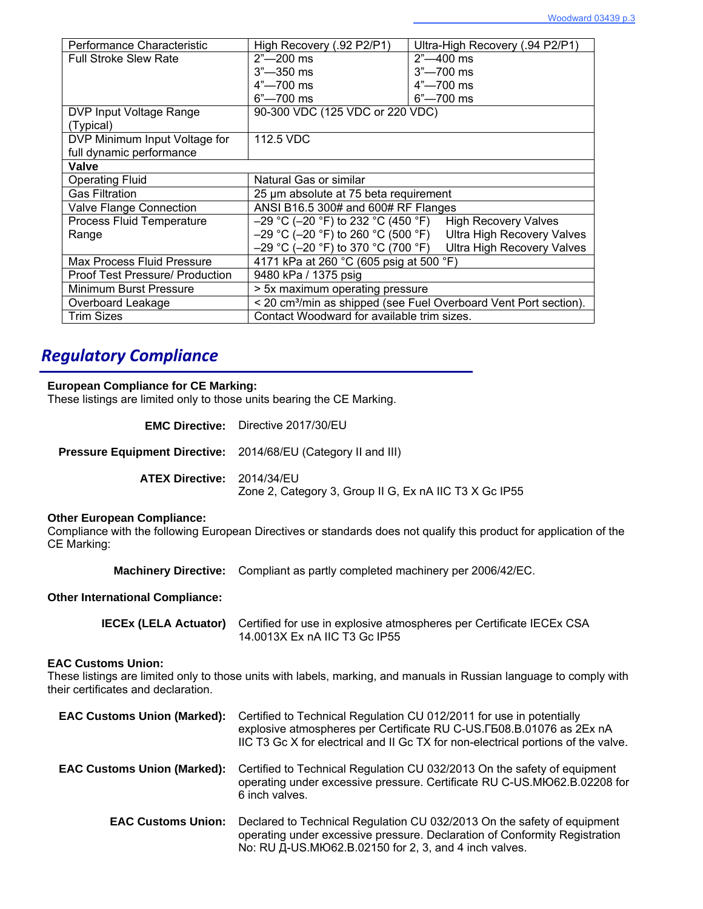| Performance Characteristic | High Recovery (.92 P2/P1) | Ultra-High Recovery (.94 P2/P1) |
|---|---|---|
| Full Stroke Slew Rate | 2"—200 ms<br>3"—350 ms<br>4"—700 ms<br>6"—700 ms | 2"—400 ms<br>3"—700 ms<br>4"—700 ms<br>6"—700 ms |
| DVP Input Voltage Range (Typical) | 90-300 VDC (125 VDC or 220 VDC) | |
| DVP Minimum Input Voltage for full dynamic performance | 112.5 VDC | |
| **Valve** | | |
| Operating Fluid | Natural Gas or similar | |
| Gas Filtration | 25 µm absolute at 75 beta requirement | |
| Valve Flange Connection | ANSI B16.5 300# and 600# RF Flanges | |
| Process Fluid Temperature Range | –29 °C (–20 °F) to 232 °C (450 °F) High Recovery Valves<br>–29 °C (–20 °F) to 260 °C (500 °F) Ultra High Recovery Valves<br>–29 °C (–20 °F) to 370 °C (700 °F) Ultra High Recovery Valves | |
| Max Process Fluid Pressure | 4171 kPa at 260 °C (605 psig at 500 °F) | |
| Proof Test Pressure/ Production | 9480 kPa / 1375 psig | |
| Minimum Burst Pressure | > 5x maximum operating pressure | |
| Overboard Leakage | < 20 cm³/min as shipped (see Fuel Overboard Vent Port section). | |
| Trim Sizes | Contact Woodward for available trim sizes. | |

## Regulatory Compliance

**European Compliance for CE Marking:**
These listings are limited only to those units bearing the CE Marking.

**EMC Directive:** Directive 2017/30/EU

**Pressure Equipment Directive:** 2014/68/EU (Category II and III)

**ATEX Directive:** 2014/34/EU
Zone 2, Category 3, Group II G, Ex nA IIC T3 X Gc IP55

**Other European Compliance:**
Compliance with the following European Directives or standards does not qualify this product for application of the CE Marking:

**Machinery Directive:** Compliant as partly completed machinery per 2006/42/EC.

**Other International Compliance:**

**IECEx (LELA Actuator)** Certified for use in explosive atmospheres per Certificate IECEx CSA 14.0013X Ex nA IIC T3 Gc IP55

**EAC Customs Union:**
These listings are limited only to those units with labels, marking, and manuals in Russian language to comply with their certificates and declaration.

**EAC Customs Union (Marked):** Certified to Technical Regulation CU 012/2011 for use in potentially explosive atmospheres per Certificate RU C-US.ГБ08.В.01076 as 2Ex nA IIC T3 Gc X for electrical and II Gc TX for non-electrical portions of the valve.

**EAC Customs Union (Marked):** Certified to Technical Regulation CU 032/2013 On the safety of equipment operating under excessive pressure. Certificate RU C-US.МЮ62.В.02208 for 6 inch valves.

**EAC Customs Union:** Declared to Technical Regulation CU 032/2013 On the safety of equipment operating under excessive pressure. Declaration of Conformity Registration No: RU Д-US.МЮ62.В.02150 for 2, 3, and 4 inch valves.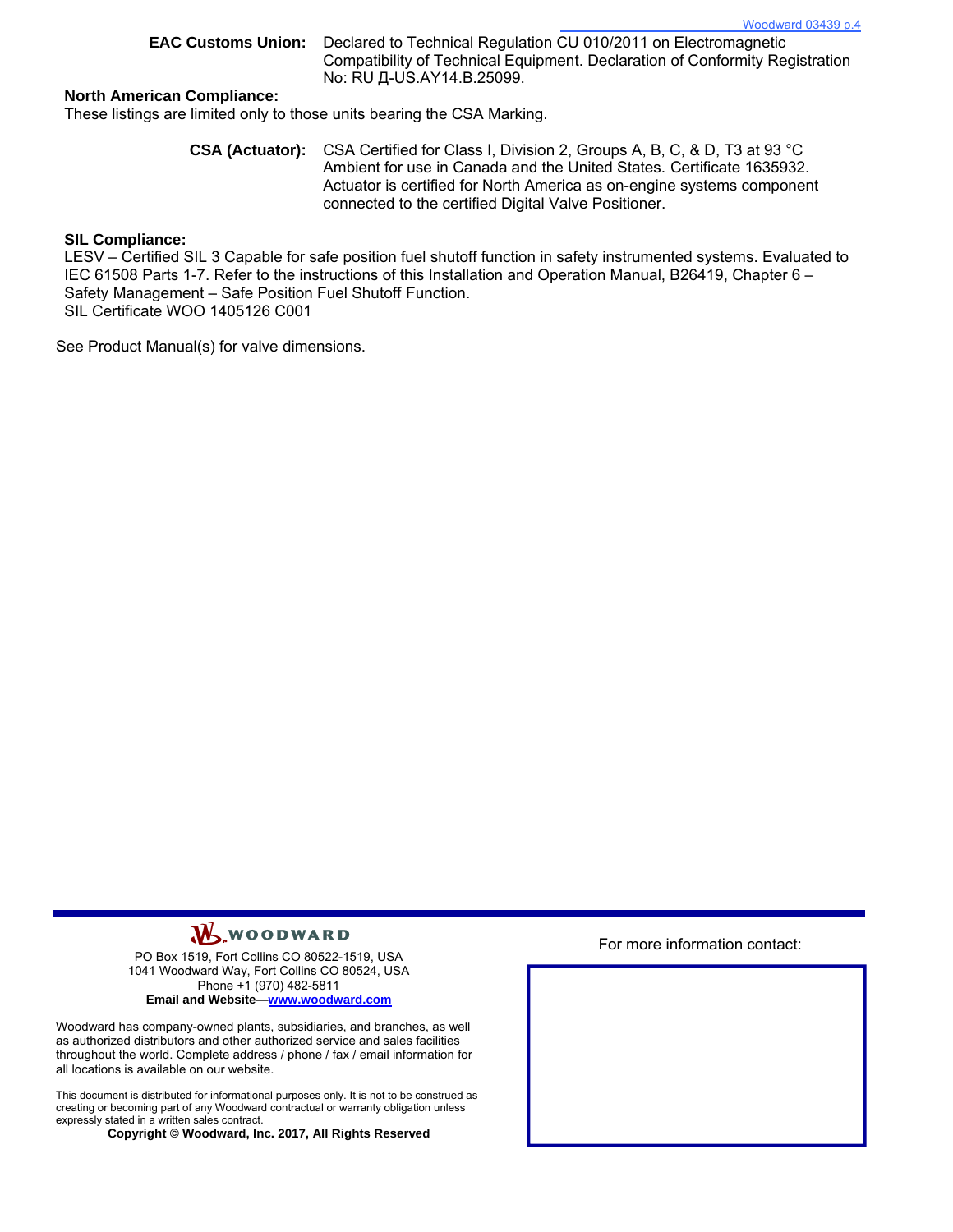**EAC Customs Union:** Declared to Technical Regulation CU 010/2011 on Electromagnetic Compatibility of Technical Equipment. Declaration of Conformity Registration No: RU Д-US.AY14.B.25099.

**North American Compliance:**

These listings are limited only to those units bearing the CSA Marking.

**CSA (Actuator):** CSA Certified for Class I, Division 2, Groups A, B, C, & D, T3 at 93 °C Ambient for use in Canada and the United States. Certificate 1635932. Actuator is certified for North America as on-engine systems component connected to the certified Digital Valve Positioner.

**SIL Compliance:**

LESV – Certified SIL 3 Capable for safe position fuel shutoff function in safety instrumented systems. Evaluated to IEC 61508 Parts 1-7. Refer to the instructions of this Installation and Operation Manual, B26419, Chapter 6 – Safety Management – Safe Position Fuel Shutoff Function.

SIL Certificate WOO 1405126 C001

See Product Manual(s) for valve dimensions.

WOODWARD

PO Box 1519, Fort Collins CO 80522-1519, USA
1041 Woodward Way, Fort Collins CO 80524, USA
Phone +1 (970) 482-5811
**Email and Website—www.woodward.com**

Woodward has company-owned plants, subsidiaries, and branches, as well as authorized distributors and other authorized service and sales facilities throughout the world. Complete address / phone / fax / email information for all locations is available on our website.

This document is distributed for informational purposes only. It is not to be construed as creating or becoming part of any Woodward contractual or warranty obligation unless expressly stated in a written sales contract.

**Copyright © Woodward, Inc. 2017, All Rights Reserved**

For more information contact: